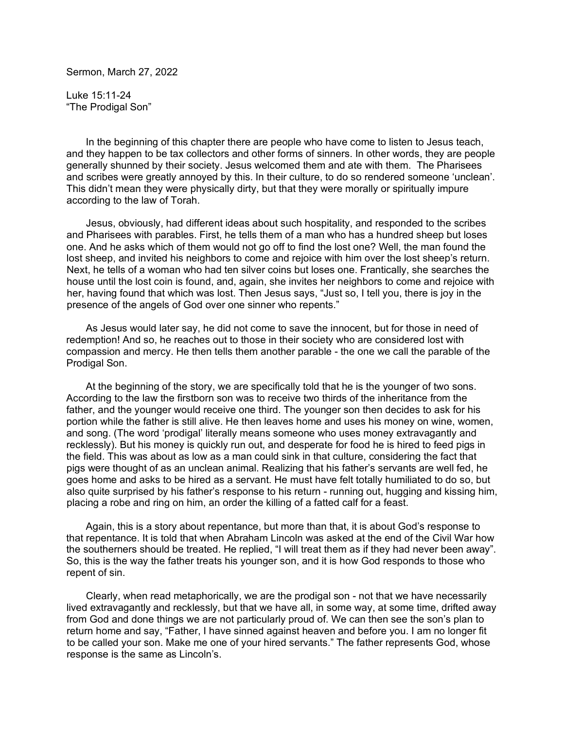Sermon, March 27, 2022

Luke 15:11-24
"The Prodigal Son"

In the beginning of this chapter there are people who have come to listen to Jesus teach, and they happen to be tax collectors and other forms of sinners. In other words, they are people generally shunned by their society. Jesus welcomed them and ate with them. The Pharisees and scribes were greatly annoyed by this. In their culture, to do so rendered someone 'unclean'. This didn't mean they were physically dirty, but that they were morally or spiritually impure according to the law of Torah.

Jesus, obviously, had different ideas about such hospitality, and responded to the scribes and Pharisees with parables. First, he tells them of a man who has a hundred sheep but loses one. And he asks which of them would not go off to find the lost one? Well, the man found the lost sheep, and invited his neighbors to come and rejoice with him over the lost sheep's return. Next, he tells of a woman who had ten silver coins but loses one. Frantically, she searches the house until the lost coin is found, and, again, she invites her neighbors to come and rejoice with her, having found that which was lost. Then Jesus says, "Just so, I tell you, there is joy in the presence of the angels of God over one sinner who repents."

As Jesus would later say, he did not come to save the innocent, but for those in need of redemption! And so, he reaches out to those in their society who are considered lost with compassion and mercy. He then tells them another parable - the one we call the parable of the Prodigal Son.

At the beginning of the story, we are specifically told that he is the younger of two sons. According to the law the firstborn son was to receive two thirds of the inheritance from the father, and the younger would receive one third. The younger son then decides to ask for his portion while the father is still alive. He then leaves home and uses his money on wine, women, and song. (The word 'prodigal' literally means someone who uses money extravagantly and recklessly). But his money is quickly run out, and desperate for food he is hired to feed pigs in the field. This was about as low as a man could sink in that culture, considering the fact that pigs were thought of as an unclean animal. Realizing that his father's servants are well fed, he goes home and asks to be hired as a servant. He must have felt totally humiliated to do so, but also quite surprised by his father's response to his return - running out, hugging and kissing him, placing a robe and ring on him, an order the killing of a fatted calf for a feast.

Again, this is a story about repentance, but more than that, it is about God's response to that repentance. It is told that when Abraham Lincoln was asked at the end of the Civil War how the southerners should be treated. He replied, "I will treat them as if they had never been away". So, this is the way the father treats his younger son, and it is how God responds to those who repent of sin.

Clearly, when read metaphorically, we are the prodigal son - not that we have necessarily lived extravagantly and recklessly, but that we have all, in some way, at some time, drifted away from God and done things we are not particularly proud of. We can then see the son's plan to return home and say, "Father, I have sinned against heaven and before you. I am no longer fit to be called your son. Make me one of your hired servants." The father represents God, whose response is the same as Lincoln's.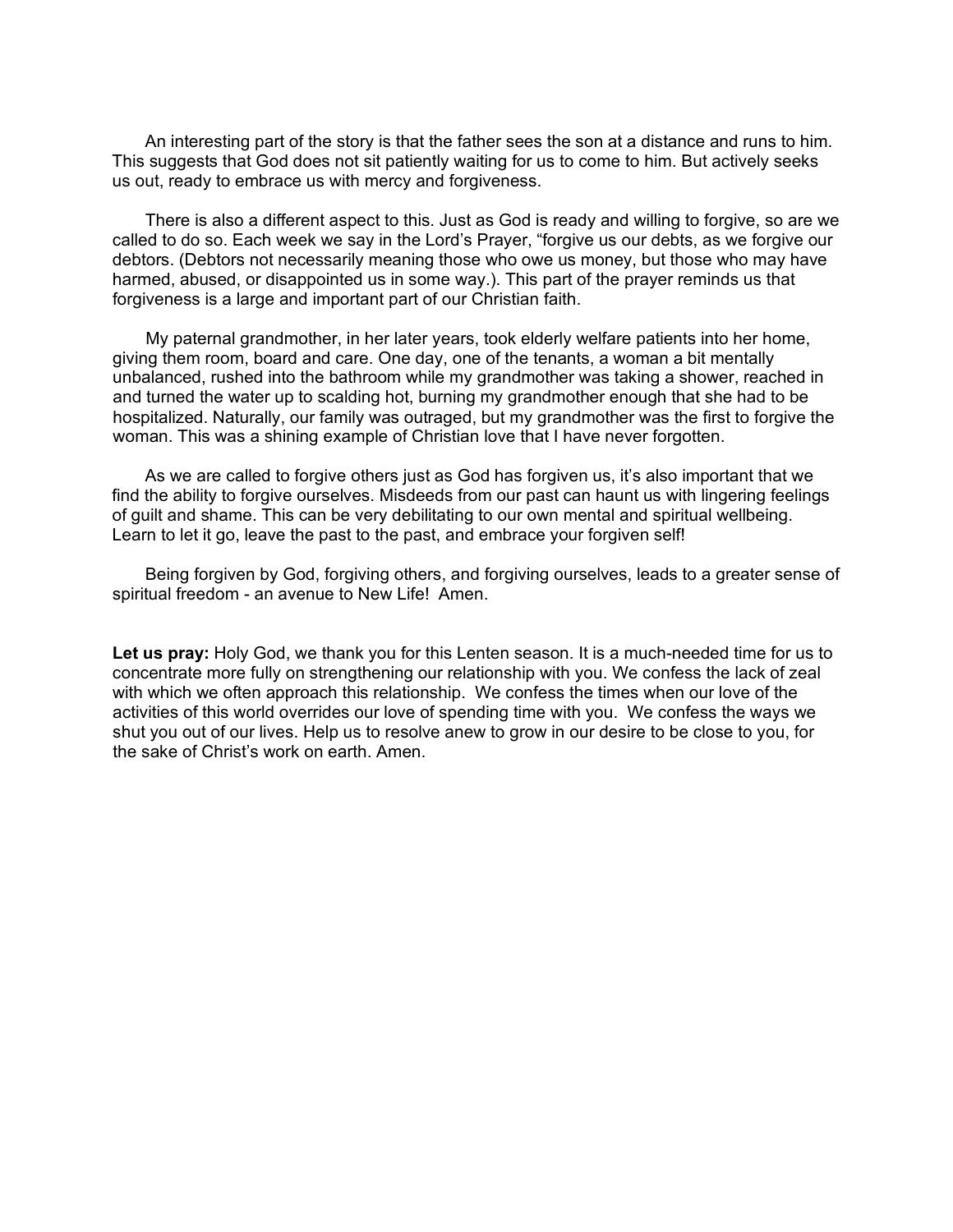An interesting part of the story is that the father sees the son at a distance and runs to him. This suggests that God does not sit patiently waiting for us to come to him. But actively seeks us out, ready to embrace us with mercy and forgiveness.

There is also a different aspect to this. Just as God is ready and willing to forgive, so are we called to do so. Each week we say in the Lord's Prayer, "forgive us our debts, as we forgive our debtors. (Debtors not necessarily meaning those who owe us money, but those who may have harmed, abused, or disappointed us in some way.). This part of the prayer reminds us that forgiveness is a large and important part of our Christian faith.

My paternal grandmother, in her later years, took elderly welfare patients into her home, giving them room, board and care. One day, one of the tenants, a woman a bit mentally unbalanced, rushed into the bathroom while my grandmother was taking a shower, reached in and turned the water up to scalding hot, burning my grandmother enough that she had to be hospitalized. Naturally, our family was outraged, but my grandmother was the first to forgive the woman. This was a shining example of Christian love that I have never forgotten.

As we are called to forgive others just as God has forgiven us, it's also important that we find the ability to forgive ourselves. Misdeeds from our past can haunt us with lingering feelings of guilt and shame. This can be very debilitating to our own mental and spiritual wellbeing. Learn to let it go, leave the past to the past, and embrace your forgiven self!

Being forgiven by God, forgiving others, and forgiving ourselves, leads to a greater sense of spiritual freedom - an avenue to New Life! Amen.

**Let us pray:** Holy God, we thank you for this Lenten season. It is a much-needed time for us to concentrate more fully on strengthening our relationship with you. We confess the lack of zeal with which we often approach this relationship. We confess the times when our love of the activities of this world overrides our love of spending time with you. We confess the ways we shut you out of our lives. Help us to resolve anew to grow in our desire to be close to you, for the sake of Christ's work on earth. Amen.